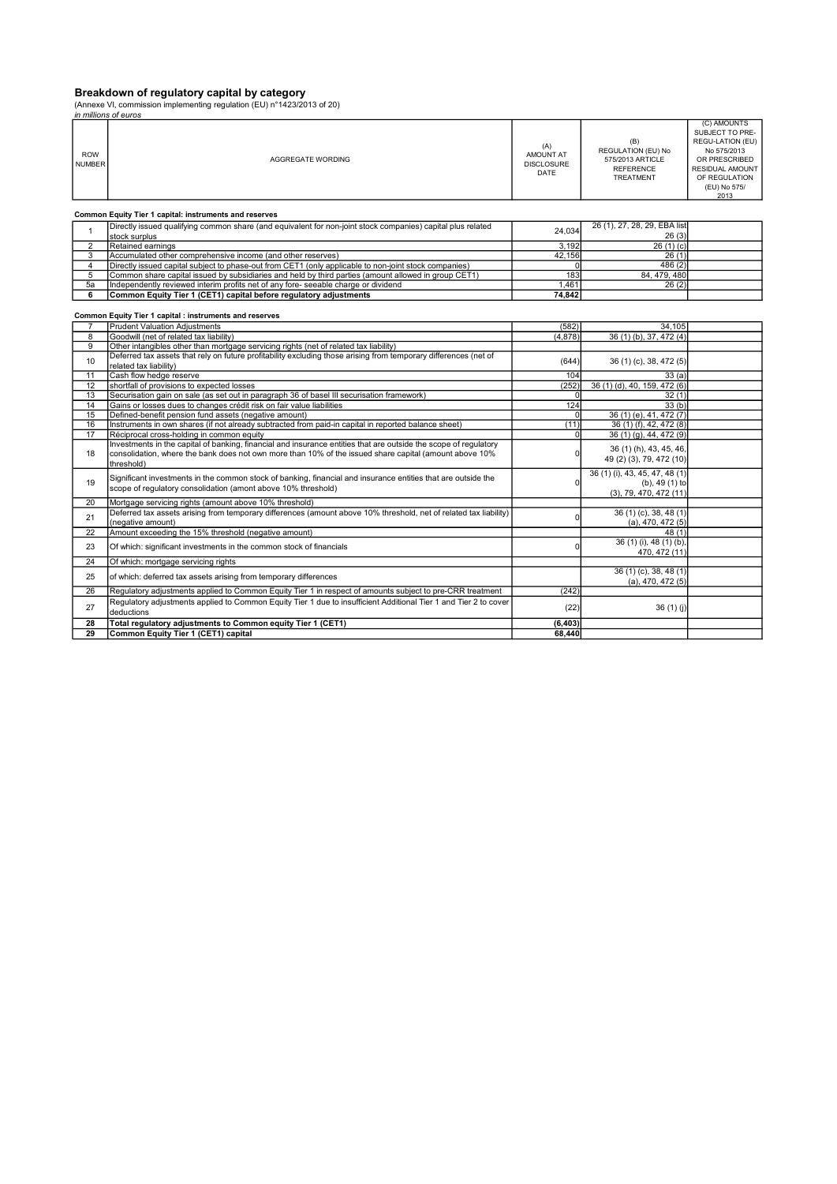## Breakdown of regulatory capital by category

(Annexe VI, commission implementing regulation (EU) n°1423/2013 of 20)

*in millions of euros*

| ROW NUMBER | AGGREGATE WORDING | (A) AMOUNT AT DISCLOSURE DATE | (B) REGULATION (EU) No 575/2013 ARTICLE REFERENCE TREATMENT | (C) AMOUNTS SUBJECT TO PRE-REGU-LATION (EU) No 575/2013 OR PRESCRIBED RESIDUAL AMOUNT OF REGULATION (EU) No 575/ 2013 |
|---|---|---|---|---|
| | **Common Equity Tier 1 capital: instruments and reserves** | | | |
| 1 | Directly issued qualifying common share (and equivalent for non-joint stock companies) capital plus related stock surplus | 24,034 | 26 (1), 27, 28, 29, EBA list 26 (3) | |
| 2 | Retained earnings | 3,192 | 26 (1) (c) | |
| 3 | Accumulated other comprehensive income (and other reserves) | 42,156 | 26 (1) | |
| 4 | Directly issued capital subject to phase-out from CET1 (only applicable to non-joint stock companies) | 0 | 486 (2) | |
| 5 | Common share capital issued by subsidiaries and held by third parties (amount allowed in group CET1) | 183 | 84, 479, 480 | |
| 5a | Independently reviewed interim profits net of any fore- seeable charge or dividend | 1,461 | 26 (2) | |
| **6** | **Common Equity Tier 1 (CET1) capital before regulatory adjustments** | **74,842** | | |
| | **Common Equity Tier 1 capital : instruments and reserves** | | | |
| 7 | Prudent Valuation Adjustments | (582) | 34,105 | |
| 8 | Goodwill (net of related tax liability) | (4,878) | 36 (1) (b), 37, 472 (4) | |
| 9 | Other intangibles other than mortgage servicing rights (net of related tax liability) | | | |
| 10 | Deferred tax assets that rely on future profitability excluding those arising from temporary differences (net of related tax liability) | (644) | 36 (1) (c), 38, 472 (5) | |
| 11 | Cash flow hedge reserve | 104 | 33 (a) | |
| 12 | shortfall of provisions to expected losses | (252) | 36 (1) (d), 40, 159, 472 (6) | |
| 13 | Securisation gain on sale (as set out in paragraph 36 of basel III securisation framework) | 0 | 32 (1) | |
| 14 | Gains or losses dues to changes crédit risk on fair value liabilities | 124 | 33 (b) | |
| 15 | Defined-benefit pension fund assets (negative amount) | 0 | 36 (1) (e), 41, 472 (7) | |
| 16 | Instruments in own shares (if not already subtracted from paid-in capital in reported balance sheet) | (11) | 36 (1) (f), 42, 472 (8) | |
| 17 | Réciprocal cross-holding in common equity | 0 | 36 (1) (g), 44, 472 (9) | |
| 18 | Investments in the capital of banking, financial and insurance entities that are outside the scope of regulatory consolidation, where the bank does not own more than 10% of the issued share capital (amount above 10% threshold) | 0 | 36 (1) (h), 43, 45, 46, 49 (2) (3), 79, 472 (10) | |
| 19 | Significant investments in the common stock of banking, financial and insurance entities that are outside the scope of regulatory consolidation (amont above 10% threshold) | 0 | 36 (1) (i), 43, 45, 47, 48 (1) (b), 49 (1) to (3), 79, 470, 472 (11) | |
| 20 | Mortgage servicing rights (amount above 10% threshold) | | | |
| 21 | Deferred tax assets arising from temporary differences (amount above 10% threshold, net of related tax liability) (negative amount) | 0 | 36 (1) (c), 38, 48 (1) (a), 470, 472 (5) | |
| 22 | Amount exceeding the 15% threshold (negative amount) | | 48 (1) | |
| 23 | Of which: significant investments in the common stock of financials | 0 | 36 (1) (i), 48 (1) (b), 470, 472 (11) | |
| 24 | Of which: mortgage servicing rights | | | |
| 25 | of which: deferred tax assets arising from temporary differences | | 36 (1) (c), 38, 48 (1) (a), 470, 472 (5) | |
| 26 | Regulatory adjustments applied to Common Equity Tier 1 in respect of amounts subject to pre-CRR treatment | (242) | | |
| 27 | Regulatory adjustments applied to Common Equity Tier 1 due to insufficient Additional Tier 1 and Tier 2 to cover deductions | (22) | 36 (1) (j) | |
| **28** | **Total regulatory adjustments to Common equity Tier 1 (CET1)** | **(6,403)** | | |
| **29** | **Common Equity Tier 1 (CET1) capital** | **68,440** | | |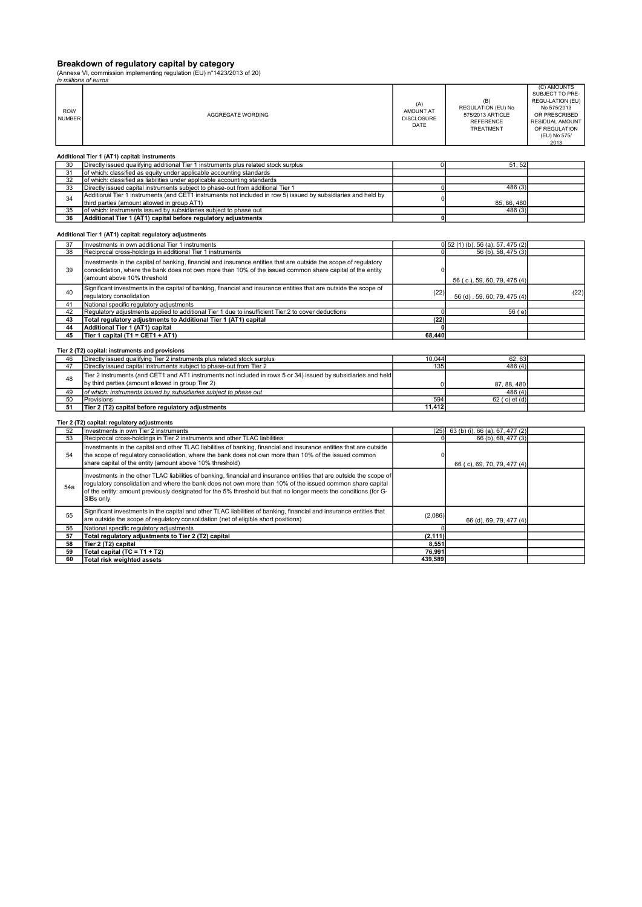## Breakdown of regulatory capital by category

(Annexe VI, commission implementing regulation (EU) n°1423/2013 of 20)
*in millions of euros*

| ROW NUMBER | AGGREGATE WORDING | (A) AMOUNT AT DISCLOSURE DATE | (B) REGULATION (EU) No 575/2013 ARTICLE REFERENCE TREATMENT | (C) AMOUNTS SUBJECT TO PRE-REGU-LATION (EU) No 575/2013 OR PRESCRIBED RESIDUAL AMOUNT OF REGULATION (EU) No 575/ 2013 |
|---|---|---|---|---|
| | **Additional Tier 1 (AT1) capital: instruments** | | | |
| 30 | Directly issued qualifying additional Tier 1 instruments plus related stock surplus | 0 | 51, 52 | |
| 31 | of which: classified as equity under applicable accounting standards | | | |
| 32 | of which: classified as liabilities under applicable accounting standards | | | |
| 33 | Directly issued capital instruments subject to phase-out from additional Tier 1 | 0 | 486 (3) | |
| 34 | Additional Tier 1 instruments (and CET1 instruments not included in row 5) issued by subsidiaries and held by third parties (amount allowed in group AT1) | 0 | 85, 86, 480 | |
| 35 | of which: instruments issued by subsidiaries subject to phase out | | 486 (3) | |
| **36** | **Additional Tier 1 (AT1) capital before regulatory adjustments** | **0** | | |
| | **Additional Tier 1 (AT1) capital: regulatory adjustments** | | | |
| 37 | Investments in own additional Tier 1 instruments | 0 | 52 (1) (b), 56 (a), 57, 475 (2) | |
| 38 | Reciprocal cross-holdings in additional Tier 1 instruments | 0 | 56 (b), 58, 475 (3) | |
| 39 | Investments in the capital of banking, financial and insurance entities that are outside the scope of regulatory consolidation, where the bank does not own more than 10% of the issued common share capital of the entity (amount above 10% threshold) | 0 | 56 ( c ), 59, 60, 79, 475 (4) | |
| 40 | Significant investments in the capital of banking, financial and insurance entities that are outside the scope of regulatory consolidation | (22) | 56 (d) , 59, 60, 79, 475 (4) | (22) |
| 41 | National specific regulatory adjustments | | | |
| 42 | Regulatory adjustments applied to additional Tier 1 due to insufficient Tier 2 to cover deductions | 0 | 56 ( e) | |
| **43** | **Total regulatory adjustments to Additional Tier 1 (AT1) capital** | **(22)** | | |
| **44** | **Additional Tier 1 (AT1) capital** | **0** | | |
| **45** | **Tier 1 capital (T1 = CET1 + AT1)** | **68,440** | | |
| | **Tier 2 (T2) capital: instruments and provisions** | | | |
| 46 | Directly issued qualifying Tier 2 instruments plus related stock surplus | 10,044 | 62, 63 | |
| 47 | Directly issued capital instruments subject to phase-out from Tier 2 | 135 | 486 (4) | |
| 48 | Tier 2 instruments (and CET1 and AT1 instruments not included in rows 5 or 34) issued by subsidiaries and held by third parties (amount allowed in group Tier 2) | 0 | 87, 88, 480 | |
| 49 | *of which: instruments issued by subsidiaries subject to phase out* | | 486 (4) | |
| 50 | Provisions | 594 | 62 ( c) et (d) | |
| **51** | **Tier 2 (T2) capital before regulatory adjustments** | **11,412** | | |
| | **Tier 2 (T2) capital: regulatory adjustments** | | | |
| 52 | Investments in own Tier 2 instruments | (25) | 63 (b) (i), 66 (a), 67, 477 (2) | |
| 53 | Reciprocal cross-holdings in Tier 2 instruments and other TLAC liabilities | 0 | 66 (b), 68, 477 (3) | |
| 54 | Investments in the capital and other TLAC liabilities of banking, financial and insurance entities that are outside the scope of regulatory consolidation, where the bank does not own more than 10% of the issued common share capital of the entity (amount above 10% threshold) | 0 | 66 ( c), 69, 70, 79, 477 (4) | |
| 54a | Investments in the other TLAC liabilities of banking, financial and insurance entities that are outside the scope of regulatory consolidation and where the bank does not own more than 10% of the issued common share capital of the entity: amount previously designated for the 5% threshold but that no longer meets the conditions (for G-SIBs only | | | |
| 55 | Significant investments in the capital and other TLAC liabilities of banking, financial and insurance entities that are outside the scope of regulatory consolidation (net of eligible short positions) | (2,086) | 66 (d), 69, 79, 477 (4) | |
| 56 | National specific regulatory adjustments | 0 | | |
| **57** | **Total regulatory adjustments to Tier 2 (T2) capital** | **(2,111)** | | |
| **58** | **Tier 2 (T2) capital** | **8,551** | | |
| **59** | **Total capital (TC = T1 + T2)** | **76,991** | | |
| **60** | **Total risk weighted assets** | **439,589** | | |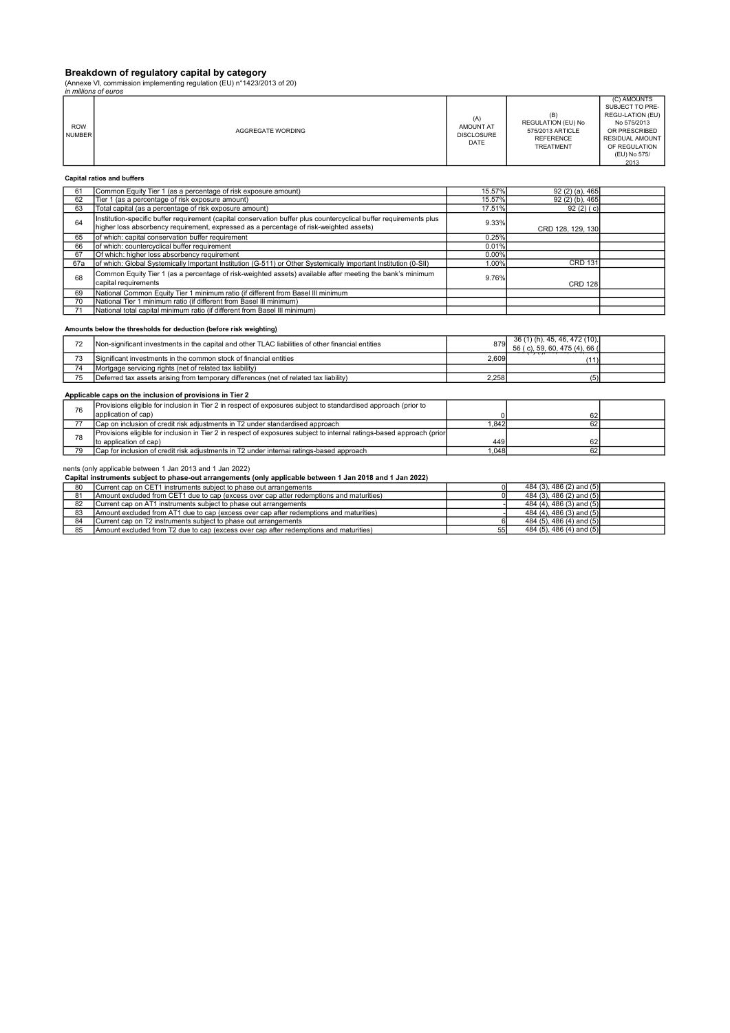## Breakdown of regulatory capital by category

(Annexe VI, commission implementing regulation (EU) n°1423/2013 of 20)

*in millions of euros*

| ROW NUMBER | AGGREGATE WORDING | (A) AMOUNT AT DISCLOSURE DATE | (B) REGULATION (EU) No 575/2013 ARTICLE REFERENCE TREATMENT | (C) AMOUNTS SUBJECT TO PRE-REGU-LATION (EU) No 575/2013 OR PRESCRIBED RESIDUAL AMOUNT OF REGULATION (EU) No 575/ 2013 |
|---|---|---|---|---|
| | **Capital ratios and buffers** | | | |
| 61 | Common Equity Tier 1 (as a percentage of risk exposure amount) | 15.57% | 92 (2) (a), 465 | |
| 62 | Tier 1 (as a percentage of risk exposure amount) | 15.57% | 92 (2) (b), 465 | |
| 63 | Total capital (as a percentage of risk exposure amount) | 17.51% | 92 (2) ( c) | |
| 64 | Institution-specific buffer requirement (capital conservation buffer plus countercyclical buffer requirements plus higher loss absorbency requirement, expressed as a percentage of risk-weighted assets) | 9.33% | CRD 128, 129, 130 | |
| 65 | of which: capital conservation buffer requirement | 0.25% | | |
| 66 | of which: countercyclical buffer requirement | 0.01% | | |
| 67 | Of which: higher loss absorbency requirement | 0.00% | | |
| 67a | of which: Global Systemically Important Institution (G-511) or Other Systemically Important Institution (0-SII) | 1.00% | CRD 131 | |
| 68 | Common Equity Tier 1 (as a percentage of risk-weighted assets) available after meeting the bank's minimum capital requirements | 9.76% | CRD 128 | |
| 69 | National Common Equity Tier 1 minimum ratio (if different from Basel III minimum | | | |
| 70 | National Tier 1 minimum ratio (if different from Basel III minimum) | | | |
| 71 | National total capital minimum ratio (if different from Basel III minimum) | | | |
| | **Amounts below the thresholds for deduction (before risk weighting)** | | | |
| 72 | Non-significant investments in the capital and other TLAC liabilities of other financial entities | 879 | 36 (1) (h), 45, 46, 472 (10), 56 ( c), 59, 60, 475 (4), 66 ( | |
| 73 | Significant investments in the common stock of financial entities | 2,609 | (11) | |
| 74 | Mortgage servicing rights (net of related tax liability) | | | |
| 75 | Deferred tax assets arising from temporary differences (net of related tax liability) | 2,258 | (5) | |
| | **Applicable caps on the inclusion of provisions in Tier 2** | | | |
| 76 | Provisions eligible for inclusion in Tier 2 in respect of exposures subject to standardised approach (prior to application of cap) | 0 | 62 | |
| 77 | Cap on inclusion of credit risk adjustments in T2 under standardised approach | 1,842 | 62 | |
| 78 | Provisions eligible for inclusion in Tier 2 in respect of exposures subject to internal ratings-based approach (prior to application of cap) | 449 | 62 | |
| 79 | Cap for inclusion of credit risk adjustments in T2 under internai ratings-based approach | 1,048 | 62 | |
| | nents (only applicable between 1 Jan 2013 and 1 Jan 2022) | | | |
| | **Capital instruments subject to phase-out arrangements (only applicable between 1 Jan 2018 and 1 Jan 2022)** | | | |
| 80 | Current cap on CET1 instruments subject to phase out arrangements | 0 | 484 (3), 486 (2) and (5) | |
| 81 | Amount excluded from CET1 due to cap (excess over cap after redemptions and maturities) | 0 | 484 (3), 486 (2) and (5) | |
| 82 | Current cap on AT1 instruments subject to phase out arrangements | - | 484 (4), 486 (3) and (5) | |
| 83 | Amount excluded from AT1 due to cap (excess over cap after redemptions and maturities) | - | 484 (4), 486 (3) and (5) | |
| 84 | Current cap on T2 instruments subject to phase out arrangements | 6 | 484 (5), 486 (4) and (5) | |
| 85 | Amount excluded from T2 due to cap (excess over cap after redemptions and maturities) | 55 | 484 (5), 486 (4) and (5) | |